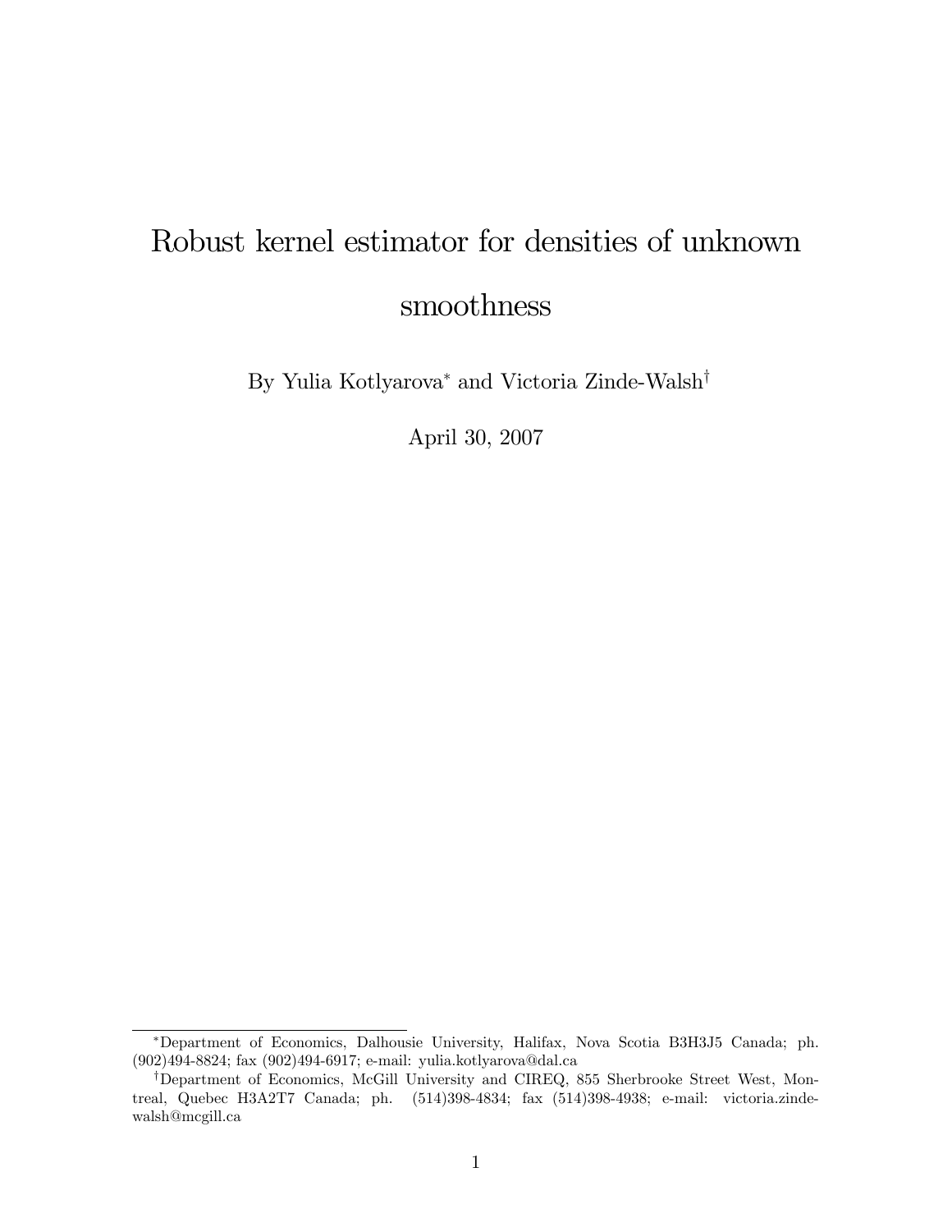# Robust kernel estimator for densities of unknown smoothness

By Yulia Kotlyarova[*] and Victoria Zinde-Walsh[†]

April 30, 2007

---

[*] Department of Economics, Dalhousie University, Halifax, Nova Scotia B3H3J5 Canada; ph. (902)494-8824; fax (902)494-6917; e-mail: yulia.kotlyarova@dal.ca

[†] Department of Economics, McGill University and CIREQ, 855 Sherbrooke Street West, Montreal, Quebec H3A2T7 Canada; ph. (514)398-4834; fax (514)398-4938; e-mail: victoria.zinde-walsh@mcgill.ca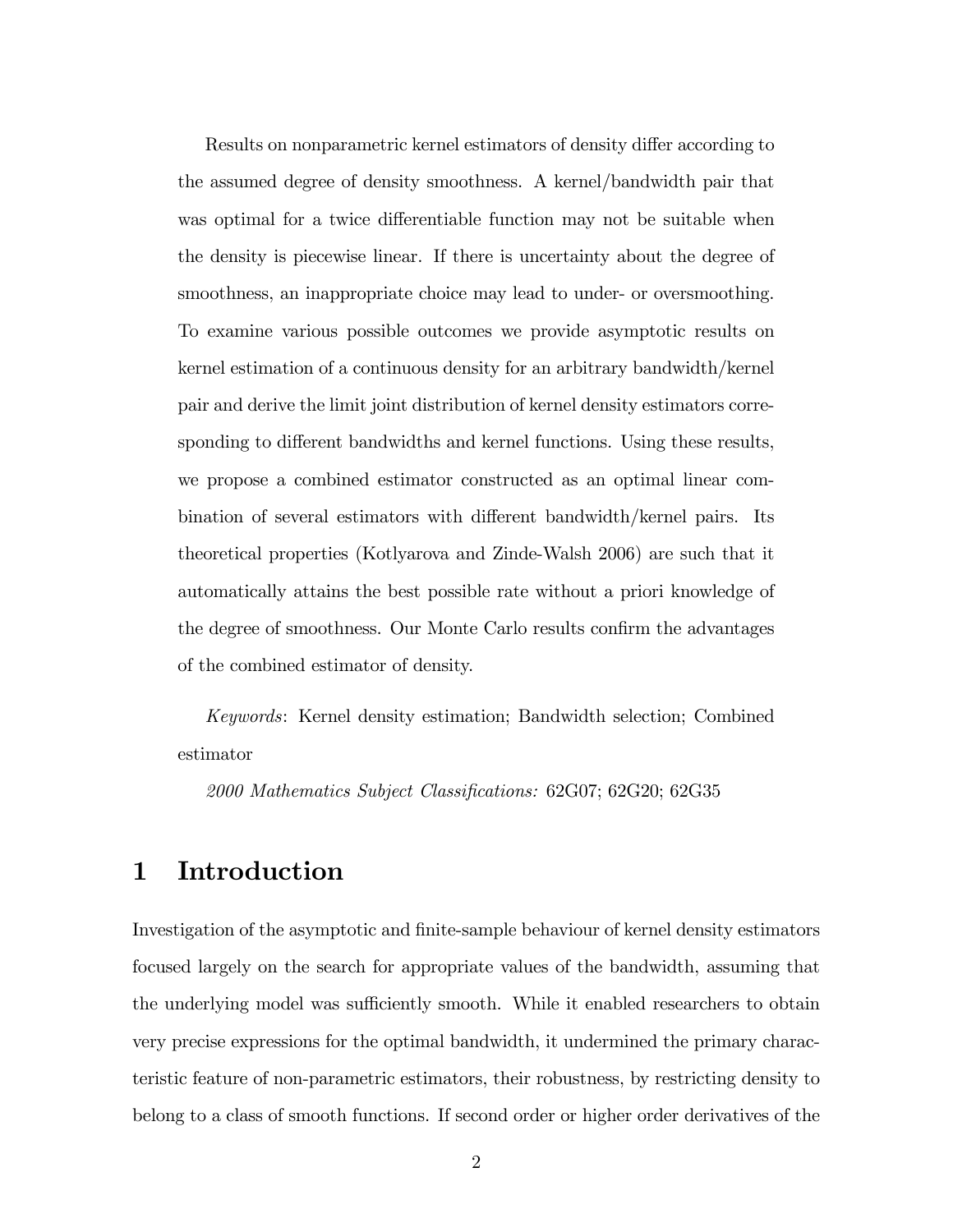Results on nonparametric kernel estimators of density differ according to the assumed degree of density smoothness. A kernel/bandwidth pair that was optimal for a twice differentiable function may not be suitable when the density is piecewise linear. If there is uncertainty about the degree of smoothness, an inappropriate choice may lead to under- or oversmoothing. To examine various possible outcomes we provide asymptotic results on kernel estimation of a continuous density for an arbitrary bandwidth/kernel pair and derive the limit joint distribution of kernel density estimators corresponding to different bandwidths and kernel functions. Using these results, we propose a combined estimator constructed as an optimal linear combination of several estimators with different bandwidth/kernel pairs. Its theoretical properties (Kotlyarova and Zinde-Walsh 2006) are such that it automatically attains the best possible rate without a priori knowledge of the degree of smoothness. Our Monte Carlo results confirm the advantages of the combined estimator of density.

*Keywords*: Kernel density estimation; Bandwidth selection; Combined estimator

*2000 Mathematics Subject Classifications:* 62G07; 62G20; 62G35

# 1 Introduction

Investigation of the asymptotic and finite-sample behaviour of kernel density estimators focused largely on the search for appropriate values of the bandwidth, assuming that the underlying model was sufficiently smooth. While it enabled researchers to obtain very precise expressions for the optimal bandwidth, it undermined the primary characteristic feature of non-parametric estimators, their robustness, by restricting density to belong to a class of smooth functions. If second order or higher order derivatives of the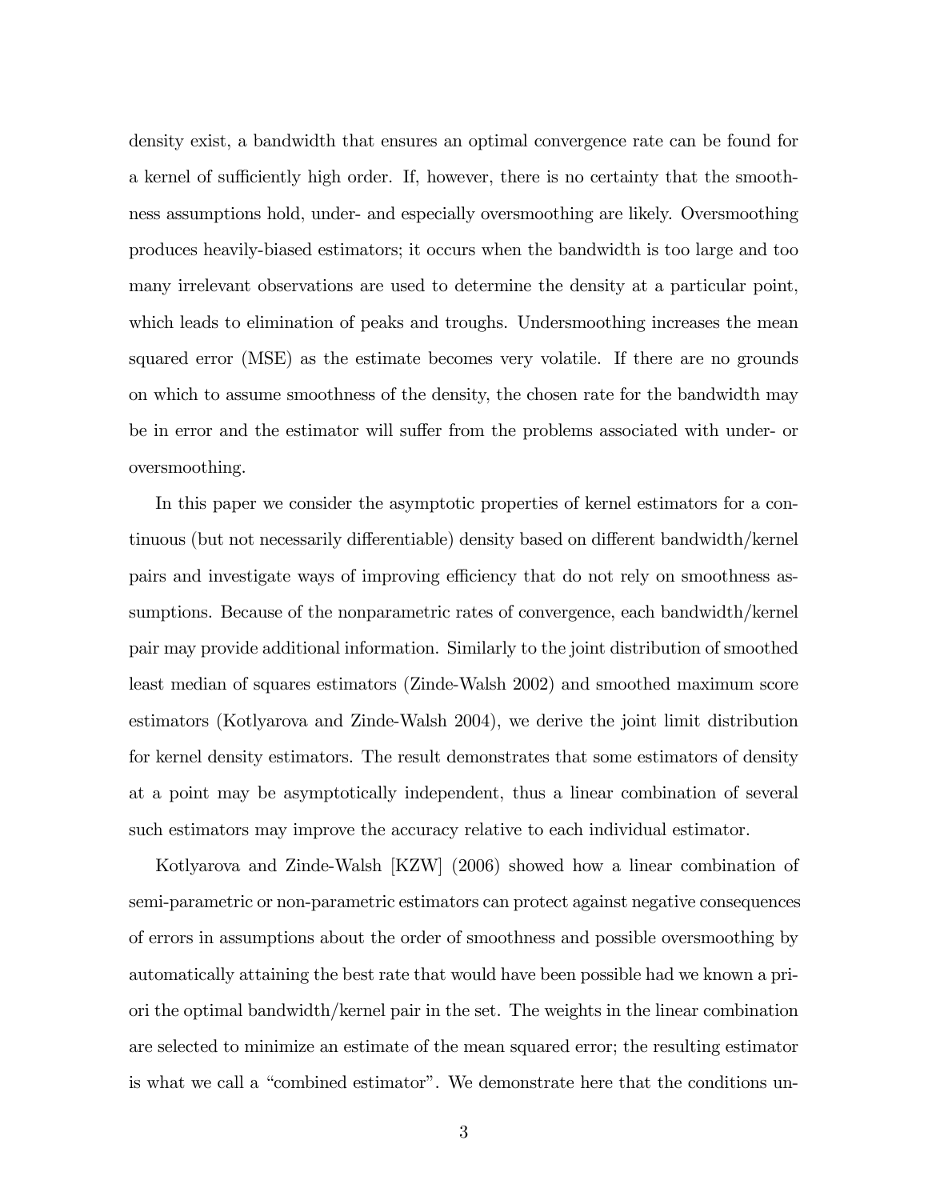density exist, a bandwidth that ensures an optimal convergence rate can be found for a kernel of sufficiently high order. If, however, there is no certainty that the smoothness assumptions hold, under- and especially oversmoothing are likely. Oversmoothing produces heavily-biased estimators; it occurs when the bandwidth is too large and too many irrelevant observations are used to determine the density at a particular point, which leads to elimination of peaks and troughs. Undersmoothing increases the mean squared error (MSE) as the estimate becomes very volatile. If there are no grounds on which to assume smoothness of the density, the chosen rate for the bandwidth may be in error and the estimator will suffer from the problems associated with under- or oversmoothing.

In this paper we consider the asymptotic properties of kernel estimators for a continuous (but not necessarily differentiable) density based on different bandwidth/kernel pairs and investigate ways of improving efficiency that do not rely on smoothness assumptions. Because of the nonparametric rates of convergence, each bandwidth/kernel pair may provide additional information. Similarly to the joint distribution of smoothed least median of squares estimators (Zinde-Walsh 2002) and smoothed maximum score estimators (Kotlyarova and Zinde-Walsh 2004), we derive the joint limit distribution for kernel density estimators. The result demonstrates that some estimators of density at a point may be asymptotically independent, thus a linear combination of several such estimators may improve the accuracy relative to each individual estimator.

Kotlyarova and Zinde-Walsh [KZW] (2006) showed how a linear combination of semi-parametric or non-parametric estimators can protect against negative consequences of errors in assumptions about the order of smoothness and possible oversmoothing by automatically attaining the best rate that would have been possible had we known a priori the optimal bandwidth/kernel pair in the set. The weights in the linear combination are selected to minimize an estimate of the mean squared error; the resulting estimator is what we call a "combined estimator". We demonstrate here that the conditions un-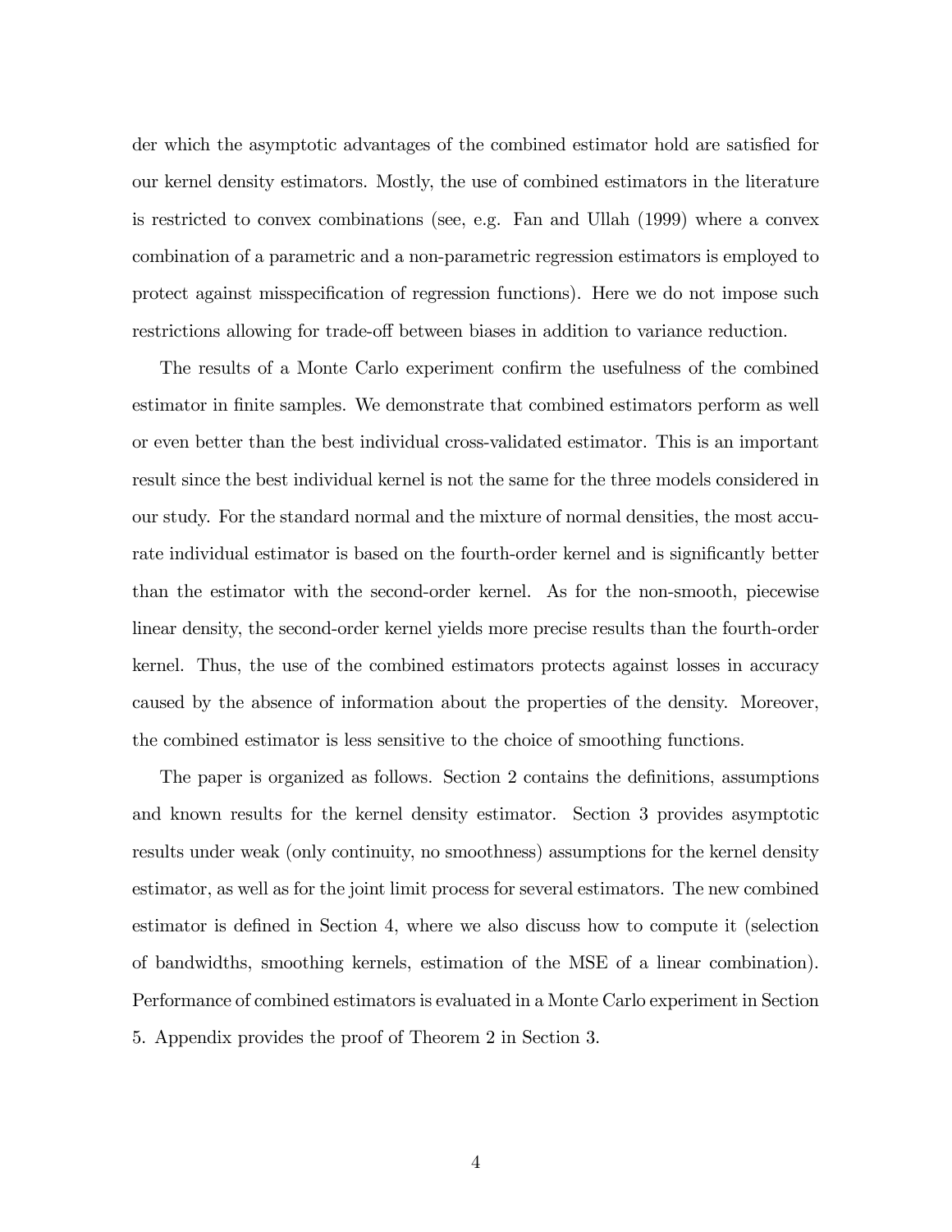der which the asymptotic advantages of the combined estimator hold are satisfied for our kernel density estimators. Mostly, the use of combined estimators in the literature is restricted to convex combinations (see, e.g. Fan and Ullah (1999) where a convex combination of a parametric and a non-parametric regression estimators is employed to protect against misspecification of regression functions). Here we do not impose such restrictions allowing for trade-off between biases in addition to variance reduction.

The results of a Monte Carlo experiment confirm the usefulness of the combined estimator in finite samples. We demonstrate that combined estimators perform as well or even better than the best individual cross-validated estimator. This is an important result since the best individual kernel is not the same for the three models considered in our study. For the standard normal and the mixture of normal densities, the most accurate individual estimator is based on the fourth-order kernel and is significantly better than the estimator with the second-order kernel. As for the non-smooth, piecewise linear density, the second-order kernel yields more precise results than the fourth-order kernel. Thus, the use of the combined estimators protects against losses in accuracy caused by the absence of information about the properties of the density. Moreover, the combined estimator is less sensitive to the choice of smoothing functions.

The paper is organized as follows. Section 2 contains the definitions, assumptions and known results for the kernel density estimator. Section 3 provides asymptotic results under weak (only continuity, no smoothness) assumptions for the kernel density estimator, as well as for the joint limit process for several estimators. The new combined estimator is defined in Section 4, where we also discuss how to compute it (selection of bandwidths, smoothing kernels, estimation of the MSE of a linear combination). Performance of combined estimators is evaluated in a Monte Carlo experiment in Section 5. Appendix provides the proof of Theorem 2 in Section 3.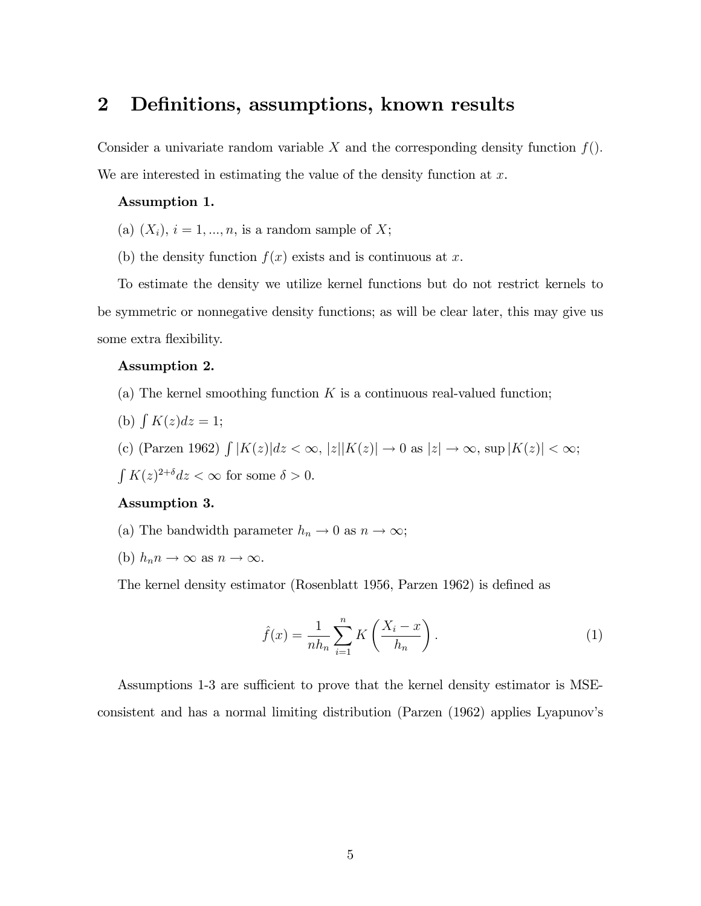## 2 Definitions, assumptions, known results

Consider a univariate random variable $X$ and the corresponding density function $f()$. We are interested in estimating the value of the density function at $x$.

**Assumption 1.**

(a) $(X_i)$, $i = 1, ..., n$, is a random sample of $X$;

(b) the density function $f(x)$ exists and is continuous at $x$.

To estimate the density we utilize kernel functions but do not restrict kernels to be symmetric or nonnegative density functions; as will be clear later, this may give us some extra flexibility.

**Assumption 2.**

(a) The kernel smoothing function $K$ is a continuous real-valued function;

(b) $\int K(z)dz = 1$;

(c) (Parzen 1962) $\int |K(z)|dz < \infty$, $|z||K(z)| \to 0$ as $|z| \to \infty$, $\sup |K(z)| < \infty$; $\int K(z)^{2+\delta}dz < \infty$ for some $\delta > 0$.

**Assumption 3.**

(a) The bandwidth parameter $h_n \to 0$ as $n \to \infty$;

(b) $h_n n \to \infty$ as $n \to \infty$.

The kernel density estimator (Rosenblatt 1956, Parzen 1962) is defined as

$$\hat{f}(x) = \frac{1}{nh_n} \sum_{i=1}^{n} K\left(\frac{X_i - x}{h_n}\right). \tag{1}$$

Assumptions 1-3 are sufficient to prove that the kernel density estimator is MSE-consistent and has a normal limiting distribution (Parzen (1962) applies Lyapunov's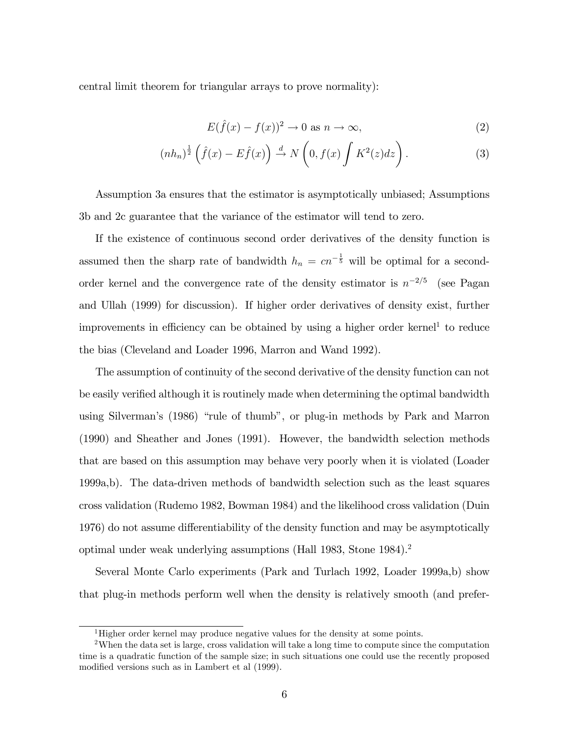central limit theorem for triangular arrays to prove normality):

$$E(\hat{f}(x) - f(x))^2 \to 0 \text{ as } n \to \infty, \tag{2}$$

$$(nh_n)^{\frac{1}{2}} \left( \hat{f}(x) - E\hat{f}(x) \right) \xrightarrow{d} N \left( 0, f(x) \int K^2(z) dz \right). \tag{3}$$

Assumption 3a ensures that the estimator is asymptotically unbiased; Assumptions 3b and 2c guarantee that the variance of the estimator will tend to zero.

If the existence of continuous second order derivatives of the density function is assumed then the sharp rate of bandwidth $h_n = cn^{-\frac{1}{5}}$ will be optimal for a second-order kernel and the convergence rate of the density estimator is $n^{-2/5}$ (see Pagan and Ullah (1999) for discussion). If higher order derivatives of density exist, further improvements in efficiency can be obtained by using a higher order kernel[1] to reduce the bias (Cleveland and Loader 1996, Marron and Wand 1992).

The assumption of continuity of the second derivative of the density function can not be easily verified although it is routinely made when determining the optimal bandwidth using Silverman's (1986) "rule of thumb", or plug-in methods by Park and Marron (1990) and Sheather and Jones (1991). However, the bandwidth selection methods that are based on this assumption may behave very poorly when it is violated (Loader 1999a,b). The data-driven methods of bandwidth selection such as the least squares cross validation (Rudemo 1982, Bowman 1984) and the likelihood cross validation (Duin 1976) do not assume differentiability of the density function and may be asymptotically optimal under weak underlying assumptions (Hall 1983, Stone 1984).[2]

Several Monte Carlo experiments (Park and Turlach 1992, Loader 1999a,b) show that plug-in methods perform well when the density is relatively smooth (and prefer-

[1] Higher order kernel may produce negative values for the density at some points.

[2] When the data set is large, cross validation will take a long time to compute since the computation time is a quadratic function of the sample size; in such situations one could use the recently proposed modified versions such as in Lambert et al (1999).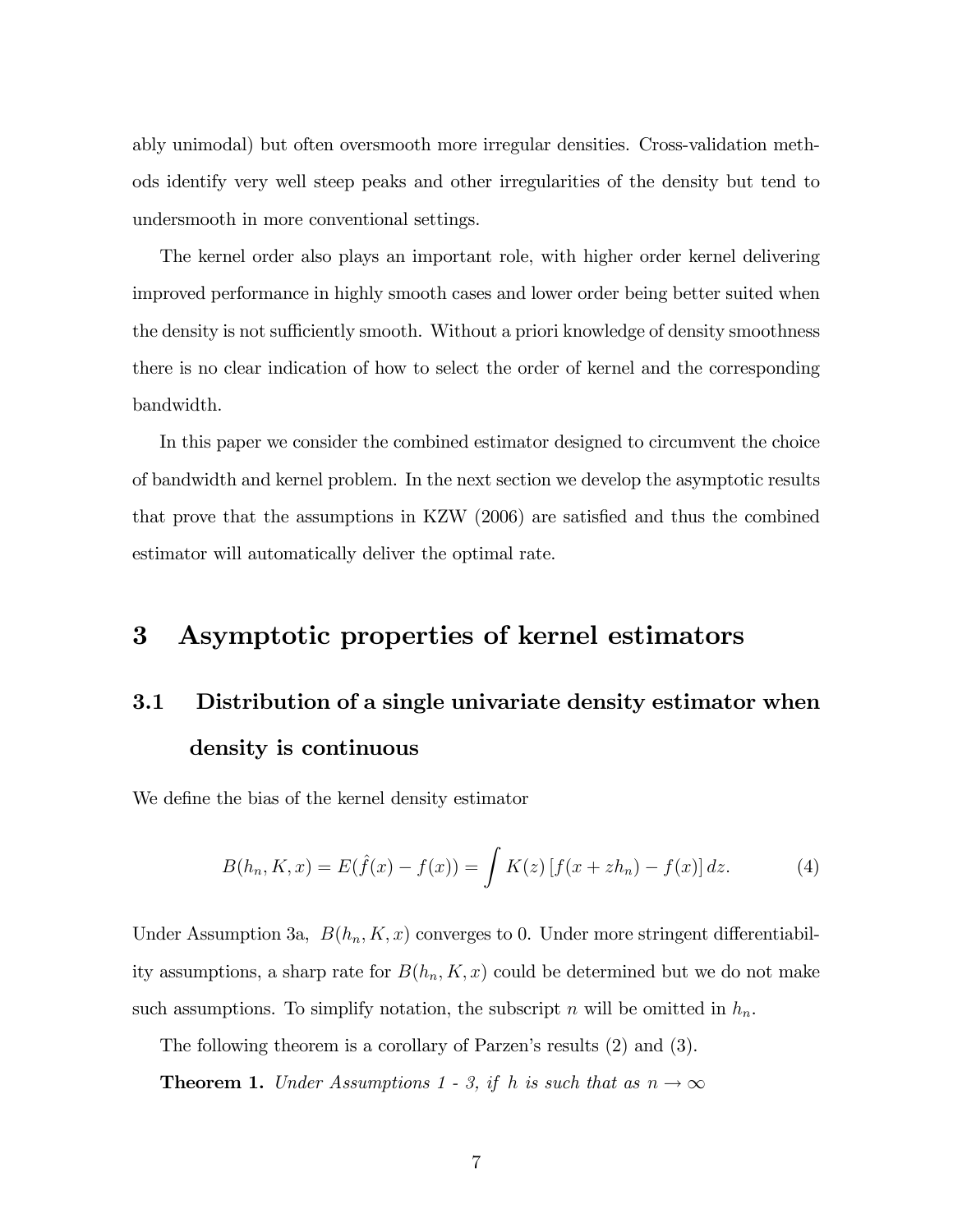ably unimodal) but often oversmooth more irregular densities. Cross-validation methods identify very well steep peaks and other irregularities of the density but tend to undersmooth in more conventional settings.

The kernel order also plays an important role, with higher order kernel delivering improved performance in highly smooth cases and lower order being better suited when the density is not sufficiently smooth. Without a priori knowledge of density smoothness there is no clear indication of how to select the order of kernel and the corresponding bandwidth.

In this paper we consider the combined estimator designed to circumvent the choice of bandwidth and kernel problem. In the next section we develop the asymptotic results that prove that the assumptions in KZW (2006) are satisfied and thus the combined estimator will automatically deliver the optimal rate.

# 3 Asymptotic properties of kernel estimators

## 3.1 Distribution of a single univariate density estimator when density is continuous

We define the bias of the kernel density estimator

$$B(h_n, K, x) = E(\hat{f}(x) - f(x)) = \int K(z) \left[ f(x + zh_n) - f(x) \right] dz. \tag{4}$$

Under Assumption 3a, $B(h_n, K, x)$ converges to 0. Under more stringent differentiability assumptions, a sharp rate for $B(h_n, K, x)$ could be determined but we do not make such assumptions. To simplify notation, the subscript $n$ will be omitted in $h_n$.

The following theorem is a corollary of Parzen's results (2) and (3).

**Theorem 1.** *Under Assumptions 1 - 3, if $h$ is such that as $n \to \infty$*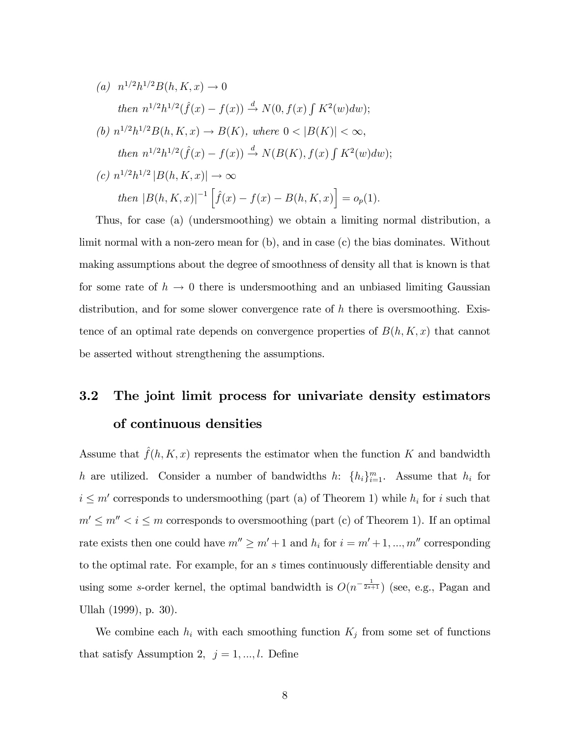(a) $n^{1/2}h^{1/2}B(h, K, x) \to 0$

then $n^{1/2}h^{1/2}(\hat{f}(x) - f(x)) \xrightarrow{d} N(0, f(x) \int K^2(w)dw)$;

(b) $n^{1/2}h^{1/2}B(h, K, x) \to B(K)$, where $0 < |B(K)| < \infty$,

then $n^{1/2}h^{1/2}(\hat{f}(x) - f(x)) \xrightarrow{d} N(B(K), f(x) \int K^2(w)dw)$;

(c) $n^{1/2}h^{1/2} |B(h, K, x)| \to \infty$

then $|B(h, K, x)|^{-1} \left[\hat{f}(x) - f(x) - B(h, K, x)\right] = o_p(1)$.

Thus, for case (a) (undersmoothing) we obtain a limiting normal distribution, a limit normal with a non-zero mean for (b), and in case (c) the bias dominates. Without making assumptions about the degree of smoothness of density all that is known is that for some rate of $h \to 0$ there is undersmoothing and an unbiased limiting Gaussian distribution, and for some slower convergence rate of $h$ there is oversmoothing. Existence of an optimal rate depends on convergence properties of $B(h, K, x)$ that cannot be asserted without strengthening the assumptions.

## 3.2 The joint limit process for univariate density estimators of continuous densities

Assume that $\hat{f}(h, K, x)$ represents the estimator when the function $K$ and bandwidth $h$ are utilized. Consider a number of bandwidths $h$: $\{h_i\}_{i=1}^{m}$. Assume that $h_i$ for $i \le m'$ corresponds to undersmoothing (part (a) of Theorem 1) while $h_i$ for $i$ such that $m' \le m'' < i \le m$ corresponds to oversmoothing (part (c) of Theorem 1). If an optimal rate exists then one could have $m'' \ge m' + 1$ and $h_i$ for $i = m' + 1, ..., m''$ corresponding to the optimal rate. For example, for an $s$ times continuously differentiable density and using some $s$-order kernel, the optimal bandwidth is $O(n^{-\frac{1}{2s+1}})$ (see, e.g., Pagan and Ullah (1999), p. 30).

We combine each $h_i$ with each smoothing function $K_j$ from some set of functions that satisfy Assumption 2, $j = 1, ..., l$. Define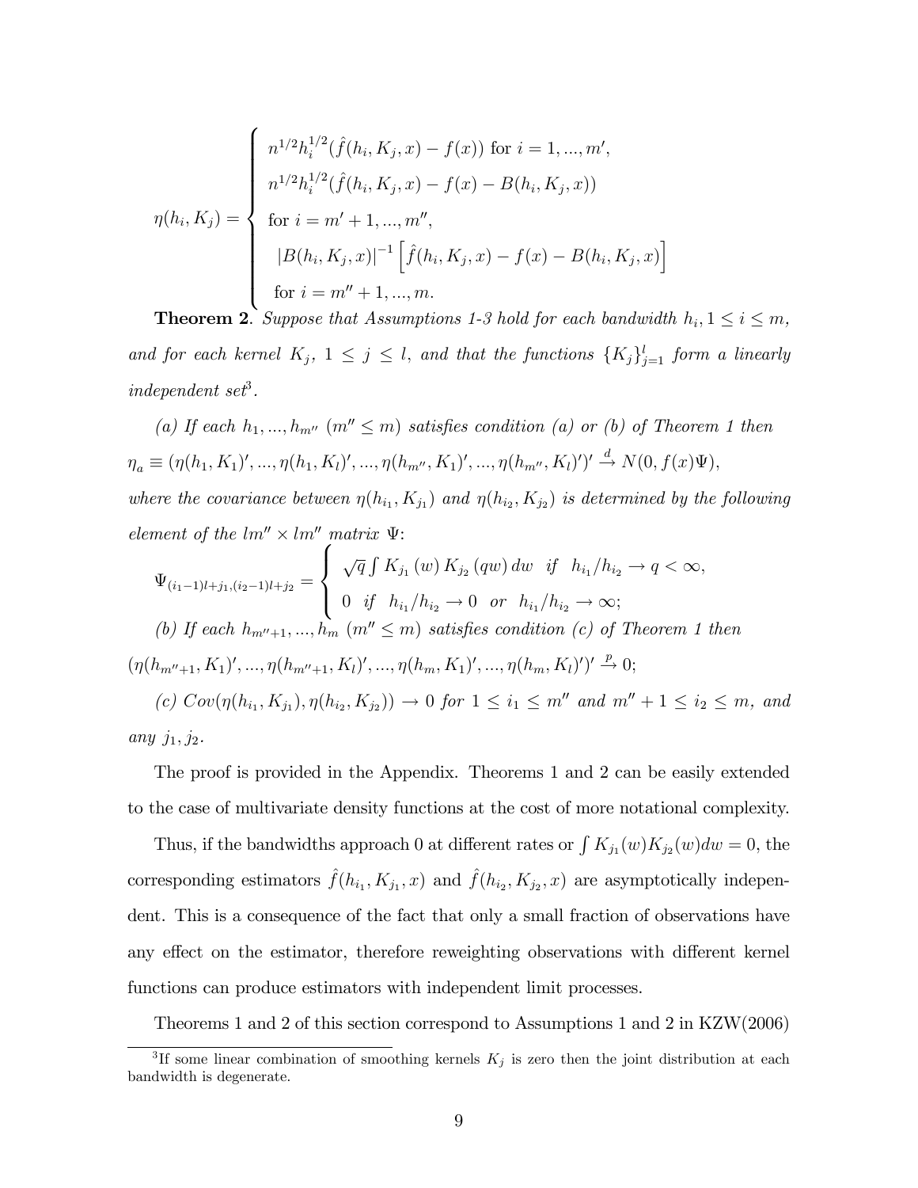$$
\eta(h_i, K_j) = \begin{cases} n^{1/2} h_i^{1/2} (\hat{f}(h_i, K_j, x) - f(x)) \text{ for } i = 1, ..., m', \\ n^{1/2} h_i^{1/2} (\hat{f}(h_i, K_j, x) - f(x) - B(h_i, K_j, x)) \\ \text{for } i = m' + 1, ..., m'', \\ |B(h_i, K_j, x)|^{-1} \left[ \hat{f}(h_i, K_j, x) - f(x) - B(h_i, K_j, x) \right] \\ \text{for } i = m'' + 1, ..., m. \end{cases}
$$

**Theorem 2**. *Suppose that Assumptions 1-3 hold for each bandwidth $h_i, 1 \leq i \leq m$, and for each kernel $K_j$, $1 \leq j \leq l$, and that the functions $\{K_j\}_{j=1}^l$ form a linearly independent set*[3].

*(a) If each $h_1, ..., h_{m''}$ ($m'' \leq m$) satisfies condition (a) or (b) of Theorem 1 then $\eta_a \equiv (\eta(h_1, K_1)', ..., \eta(h_1, K_l)', ..., \eta(h_{m''}, K_1)', ..., \eta(h_{m''}, K_l)')' \xrightarrow{d} N(0, f(x)\Psi)$, where the covariance between $\eta(h_{i_1}, K_{j_1})$ and $\eta(h_{i_2}, K_{j_2})$ is determined by the following element of the $lm'' \times lm''$ matrix $\Psi$:*

$$
\Psi_{(i_1-1)l+j_1, (i_2-1)l+j_2} = \begin{cases} \sqrt{q} \int K_{j_1}(w) K_{j_2}(qw) \, dw & \text{if} \quad h_{i_1}/h_{i_2} \to q < \infty, \\ 0 \quad \text{if} \quad h_{i_1}/h_{i_2} \to 0 \quad \text{or} \quad h_{i_1}/h_{i_2} \to \infty; \end{cases}
$$

*(b) If each $h_{m''+1}, ..., h_m$ ($m'' \leq m$) satisfies condition (c) of Theorem 1 then $(\eta(h_{m''+1}, K_1)', ..., \eta(h_{m''+1}, K_l)', ..., \eta(h_m, K_1)', ..., \eta(h_m, K_l)')' \xrightarrow{p} 0$;*

*(c) $Cov(\eta(h_{i_1}, K_{j_1}), \eta(h_{i_2}, K_{j_2})) \to 0$ for $1 \leq i_1 \leq m''$ and $m'' + 1 \leq i_2 \leq m$, and any $j_1, j_2$.*

The proof is provided in the Appendix. Theorems 1 and 2 can be easily extended to the case of multivariate density functions at the cost of more notational complexity.

Thus, if the bandwidths approach 0 at different rates or $\int K_{j_1}(w) K_{j_2}(w) dw = 0$, the corresponding estimators $\hat{f}(h_{i_1}, K_{j_1}, x)$ and $\hat{f}(h_{i_2}, K_{j_2}, x)$ are asymptotically independent. This is a consequence of the fact that only a small fraction of observations have any effect on the estimator, therefore reweighting observations with different kernel functions can produce estimators with independent limit processes.

Theorems 1 and 2 of this section correspond to Assumptions 1 and 2 in KZW(2006)

[3] If some linear combination of smoothing kernels $K_j$ is zero then the joint distribution at each bandwidth is degenerate.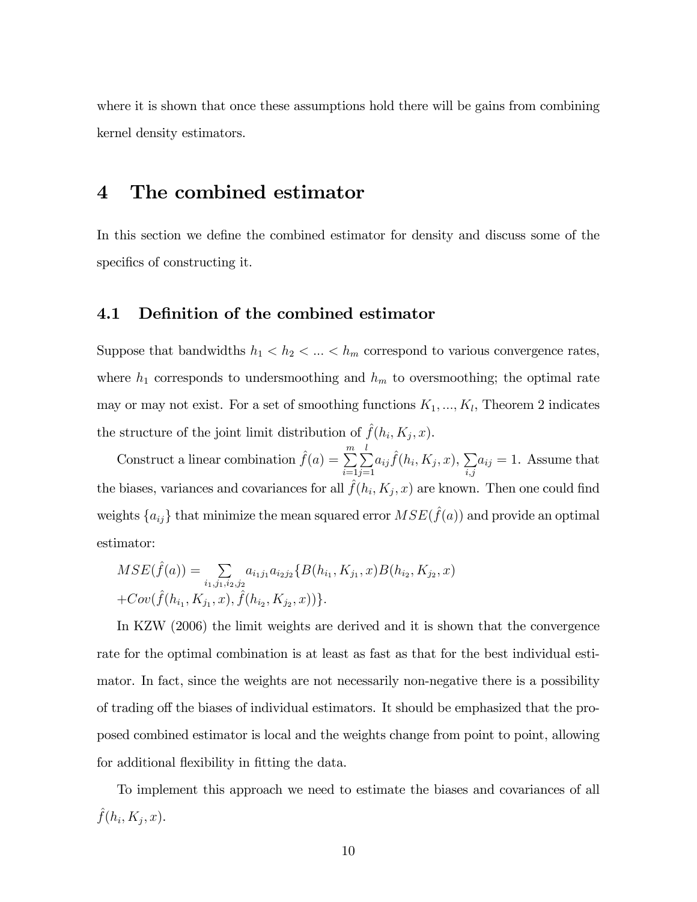where it is shown that once these assumptions hold there will be gains from combining kernel density estimators.

# 4 The combined estimator

In this section we define the combined estimator for density and discuss some of the specifics of constructing it.

## 4.1 Definition of the combined estimator

Suppose that bandwidths $h_1 < h_2 < ... < h_m$ correspond to various convergence rates, where $h_1$ corresponds to undersmoothing and $h_m$ to oversmoothing; the optimal rate may or may not exist. For a set of smoothing functions $K_1, ..., K_l$, Theorem 2 indicates the structure of the joint limit distribution of $\hat{f}(h_i, K_j, x)$.

Construct a linear combination $\hat{f}(a) = \sum_{i=1}^{m} \sum_{j=1}^{l} a_{ij} \hat{f}(h_i, K_j, x)$, $\sum_{i,j} a_{ij} = 1$. Assume that the biases, variances and covariances for all $\hat{f}(h_i, K_j, x)$ are known. Then one could find weights $\{a_{ij}\}$ that minimize the mean squared error $MSE(\hat{f}(a))$ and provide an optimal estimator:

$$MSE(\hat{f}(a)) = \sum_{i_1, j_1, i_2, j_2} a_{i_1 j_1} a_{i_2 j_2} \{B(h_{i_1}, K_{j_1}, x) B(h_{i_2}, K_{j_2}, x) + Cov(\hat{f}(h_{i_1}, K_{j_1}, x), \hat{f}(h_{i_2}, K_{j_2}, x))\}.$$

In KZW (2006) the limit weights are derived and it is shown that the convergence rate for the optimal combination is at least as fast as that for the best individual estimator. In fact, since the weights are not necessarily non-negative there is a possibility of trading off the biases of individual estimators. It should be emphasized that the proposed combined estimator is local and the weights change from point to point, allowing for additional flexibility in fitting the data.

To implement this approach we need to estimate the biases and covariances of all $\hat{f}(h_i, K_j, x)$.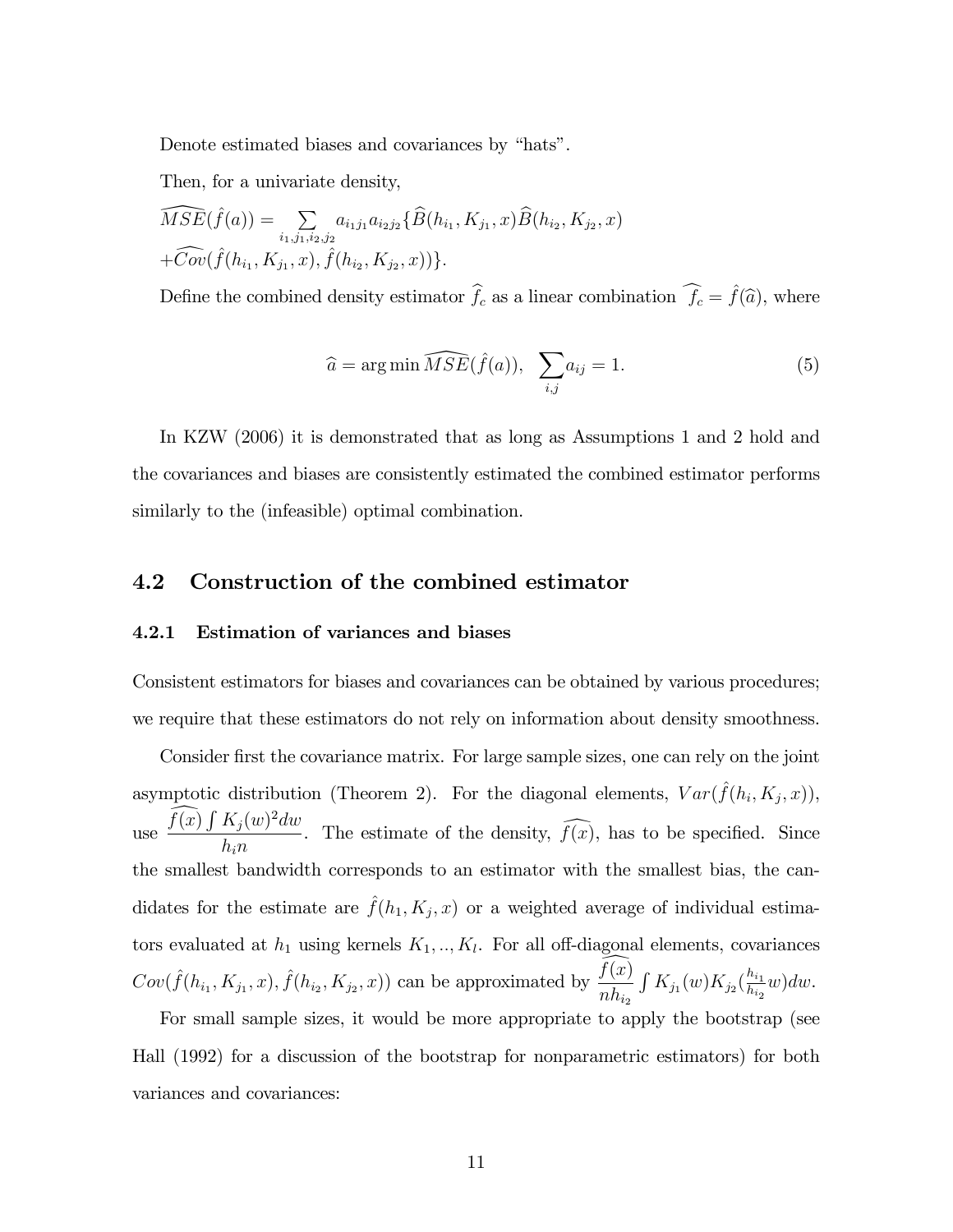Denote estimated biases and covariances by "hats".

Then, for a univariate density,

$$\widehat{MSE}(\hat{f}(a)) = \sum_{i_1,j_1,i_2,j_2} a_{i_1j_1}a_{i_2j_2}\{\widehat{B}(h_{i_1},K_{j_1},x)\widehat{B}(h_{i_2},K_{j_2},x)$$
$$+\widehat{Cov}(\hat{f}(h_{i_1},K_{j_1},x),\hat{f}(h_{i_2},K_{j_2},x))\}.$$

Define the combined density estimator $\widehat{f_c}$ as a linear combination $\widehat{f_c} = \hat{f}(\widehat{a})$, where

$$\widehat{a} = \arg\min \widehat{MSE}(\hat{f}(a)), \quad \sum_{i,j} a_{ij} = 1. \tag{5}$$

In KZW (2006) it is demonstrated that as long as Assumptions 1 and 2 hold and the covariances and biases are consistently estimated the combined estimator performs similarly to the (infeasible) optimal combination.

## 4.2 Construction of the combined estimator

### 4.2.1 Estimation of variances and biases

Consistent estimators for biases and covariances can be obtained by various procedures; we require that these estimators do not rely on information about density smoothness.

Consider first the covariance matrix. For large sample sizes, one can rely on the joint asymptotic distribution (Theorem 2). For the diagonal elements, $Var(\hat{f}(h_i,K_j,x))$, use $\frac{\widehat{f(x)}\int K_j(w)^2dw}{h_i n}$. The estimate of the density, $\widehat{f(x)}$, has to be specified. Since the smallest bandwidth corresponds to an estimator with the smallest bias, the candidates for the estimate are $\hat{f}(h_1,K_j,x)$ or a weighted average of individual estimators evaluated at $h_1$ using kernels $K_1,..,K_l$. For all off-diagonal elements, covariances $Cov(\hat{f}(h_{i_1},K_{j_1},x),\hat{f}(h_{i_2},K_{j_2},x))$ can be approximated by $\frac{\widehat{f(x)}}{nh_{i_2}}\int K_{j_1}(w)K_{j_2}(\frac{h_{i_1}}{h_{i_2}}w)dw$.

For small sample sizes, it would be more appropriate to apply the bootstrap (see Hall (1992) for a discussion of the bootstrap for nonparametric estimators) for both variances and covariances: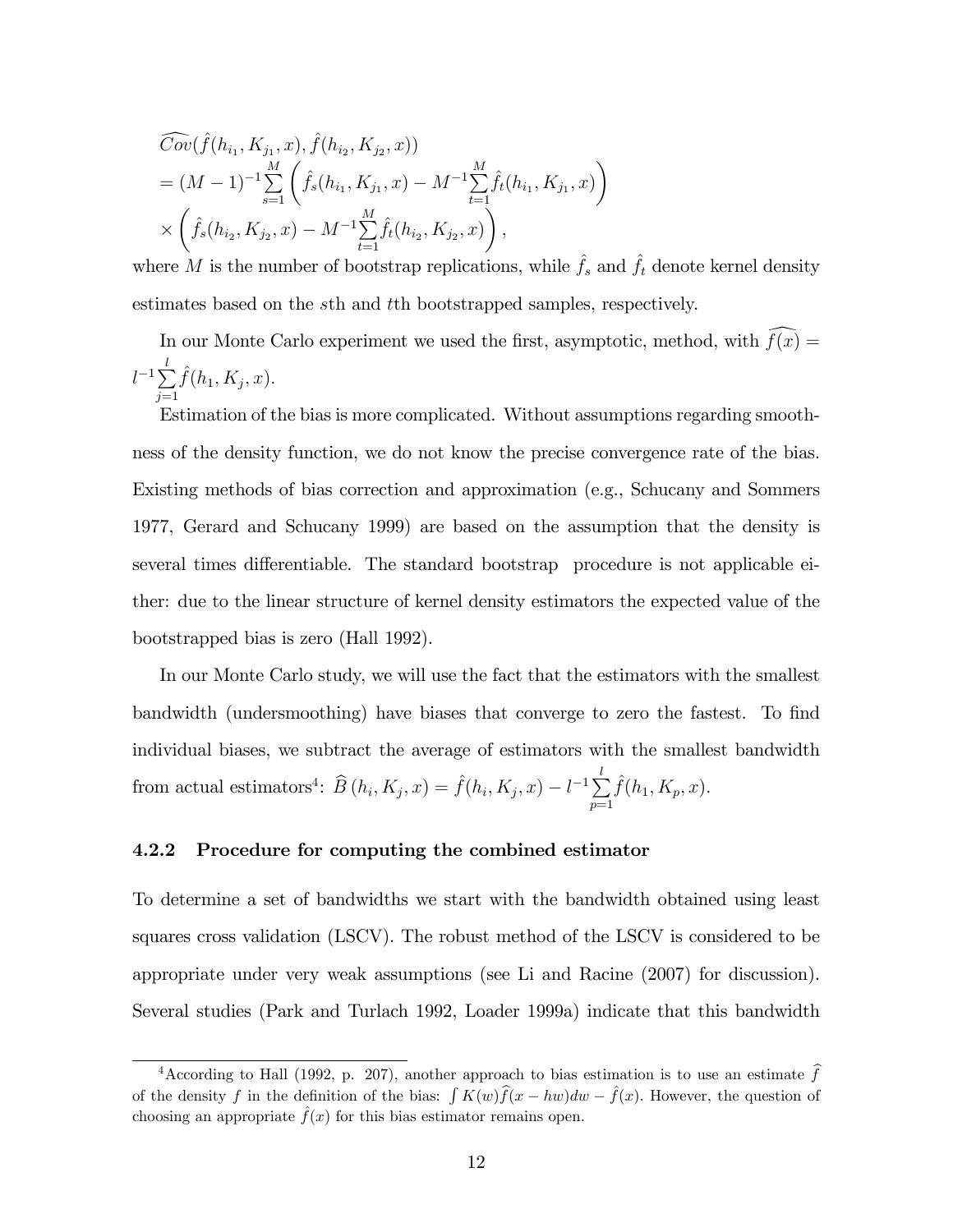$$\widehat{Cov}(\hat{f}(h_{i_1}, K_{j_1}, x), \hat{f}(h_{i_2}, K_{j_2}, x))$$
$$= (M-1)^{-1}\sum_{s=1}^{M}\left(\hat{f}_s(h_{i_1}, K_{j_1}, x) - M^{-1}\sum_{t=1}^{M}\hat{f}_t(h_{i_1}, K_{j_1}, x)\right)$$
$$\times\left(\hat{f}_s(h_{i_2}, K_{j_2}, x) - M^{-1}\sum_{t=1}^{M}\hat{f}_t(h_{i_2}, K_{j_2}, x)\right),$$

where $M$ is the number of bootstrap replications, while $\hat{f}_s$ and $\hat{f}_t$ denote kernel density estimates based on the $s$th and $t$th bootstrapped samples, respectively.

In our Monte Carlo experiment we used the first, asymptotic, method, with $\widehat{f(x)} = l^{-1}\sum_{j=1}^{l}\hat{f}(h_1, K_j, x)$.

Estimation of the bias is more complicated. Without assumptions regarding smoothness of the density function, we do not know the precise convergence rate of the bias. Existing methods of bias correction and approximation (e.g., Schucany and Sommers 1977, Gerard and Schucany 1999) are based on the assumption that the density is several times differentiable. The standard bootstrap procedure is not applicable either: due to the linear structure of kernel density estimators the expected value of the bootstrapped bias is zero (Hall 1992).

In our Monte Carlo study, we will use the fact that the estimators with the smallest bandwidth (undersmoothing) have biases that converge to zero the fastest. To find individual biases, we subtract the average of estimators with the smallest bandwidth from actual estimators[4]: $\widehat{B}\left(h_i, K_j, x\right) = \hat{f}(h_i, K_j, x) - l^{-1}\sum_{p=1}^{l}\hat{f}(h_1, K_p, x)$.

### 4.2.2 Procedure for computing the combined estimator

To determine a set of bandwidths we start with the bandwidth obtained using least squares cross validation (LSCV). The robust method of the LSCV is considered to be appropriate under very weak assumptions (see Li and Racine (2007) for discussion). Several studies (Park and Turlach 1992, Loader 1999a) indicate that this bandwidth

[4]According to Hall (1992, p. 207), another approach to bias estimation is to use an estimate $\widehat{f}$ of the density $f$ in the definition of the bias: $\int K(w)\widehat{f}(x-hw)dw - \hat{f}(x)$. However, the question of choosing an appropriate $\hat{f}(x)$ for this bias estimator remains open.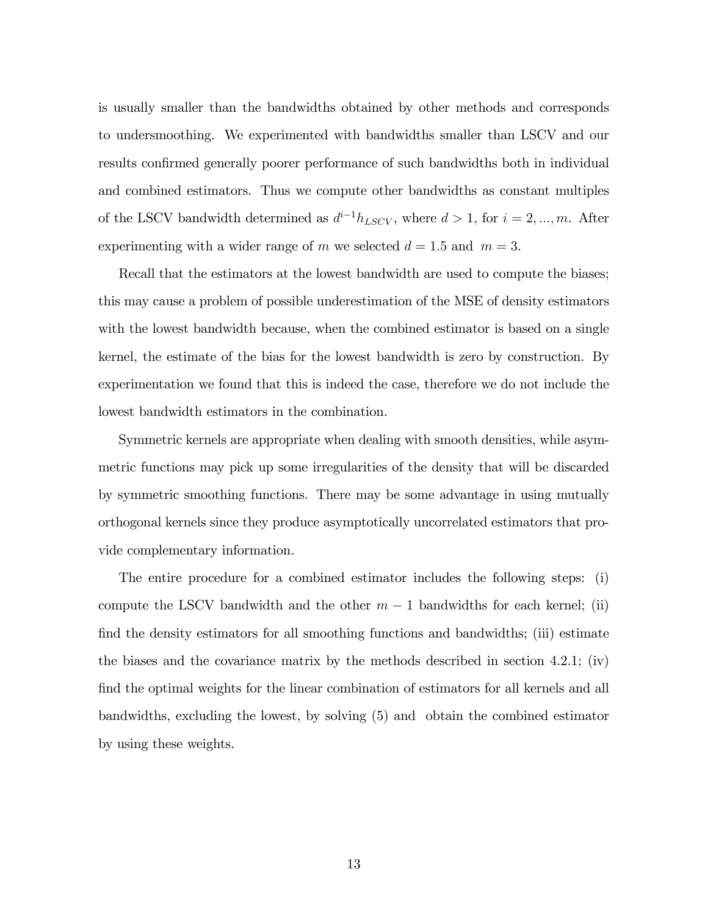is usually smaller than the bandwidths obtained by other methods and corresponds to undersmoothing. We experimented with bandwidths smaller than LSCV and our results confirmed generally poorer performance of such bandwidths both in individual and combined estimators. Thus we compute other bandwidths as constant multiples of the LSCV bandwidth determined as $d^{i-1}h_{LSCV}$, where $d > 1$, for $i = 2, ..., m$. After experimenting with a wider range of $m$ we selected $d = 1.5$ and $m = 3$.

Recall that the estimators at the lowest bandwidth are used to compute the biases; this may cause a problem of possible underestimation of the MSE of density estimators with the lowest bandwidth because, when the combined estimator is based on a single kernel, the estimate of the bias for the lowest bandwidth is zero by construction. By experimentation we found that this is indeed the case, therefore we do not include the lowest bandwidth estimators in the combination.

Symmetric kernels are appropriate when dealing with smooth densities, while asymmetric functions may pick up some irregularities of the density that will be discarded by symmetric smoothing functions. There may be some advantage in using mutually orthogonal kernels since they produce asymptotically uncorrelated estimators that provide complementary information.

The entire procedure for a combined estimator includes the following steps: (i) compute the LSCV bandwidth and the other $m - 1$ bandwidths for each kernel; (ii) find the density estimators for all smoothing functions and bandwidths; (iii) estimate the biases and the covariance matrix by the methods described in section 4.2.1; (iv) find the optimal weights for the linear combination of estimators for all kernels and all bandwidths, excluding the lowest, by solving (5) and obtain the combined estimator by using these weights.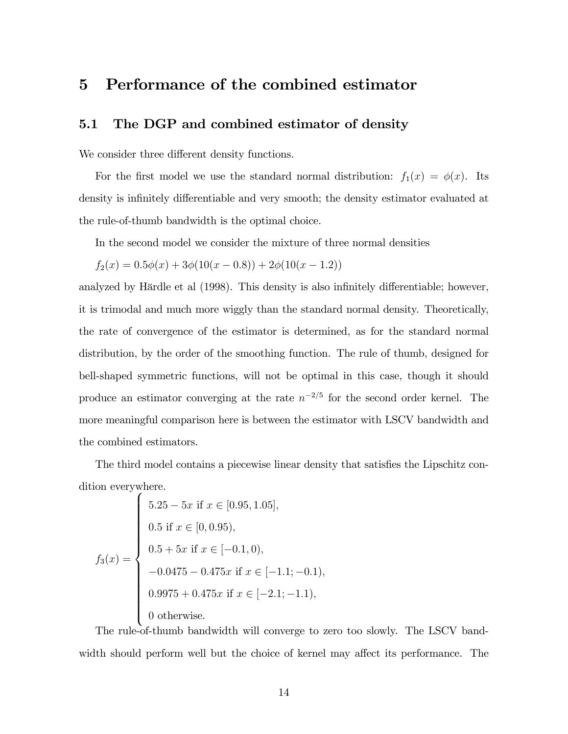# 5 Performance of the combined estimator

## 5.1 The DGP and combined estimator of density

We consider three different density functions.

For the first model we use the standard normal distribution: $f_1(x) = \phi(x)$. Its density is infinitely differentiable and very smooth; the density estimator evaluated at the rule-of-thumb bandwidth is the optimal choice.

In the second model we consider the mixture of three normal densities

$f_2(x) = 0.5\phi(x) + 3\phi(10(x - 0.8)) + 2\phi(10(x - 1.2))$

analyzed by Härdle et al (1998). This density is also infinitely differentiable; however, it is trimodal and much more wiggly than the standard normal density. Theoretically, the rate of convergence of the estimator is determined, as for the standard normal distribution, by the order of the smoothing function. The rule of thumb, designed for bell-shaped symmetric functions, will not be optimal in this case, though it should produce an estimator converging at the rate $n^{-2/5}$ for the second order kernel. The more meaningful comparison here is between the estimator with LSCV bandwidth and the combined estimators.

The third model contains a piecewise linear density that satisfies the Lipschitz condition everywhere.

$$
f_3(x) = \begin{cases} 5.25 - 5x \text{ if } x \in [0.95, 1.05], \\ 0.5 \text{ if } x \in [0, 0.95), \\ 0.5 + 5x \text{ if } x \in [-0.1, 0), \\ -0.0475 - 0.475x \text{ if } x \in [-1.1; -0.1), \\ 0.9975 + 0.475x \text{ if } x \in [-2.1; -1.1), \\ 0 \text{ otherwise.} \end{cases}
$$

The rule-of-thumb bandwidth will converge to zero too slowly. The LSCV bandwidth should perform well but the choice of kernel may affect its performance. The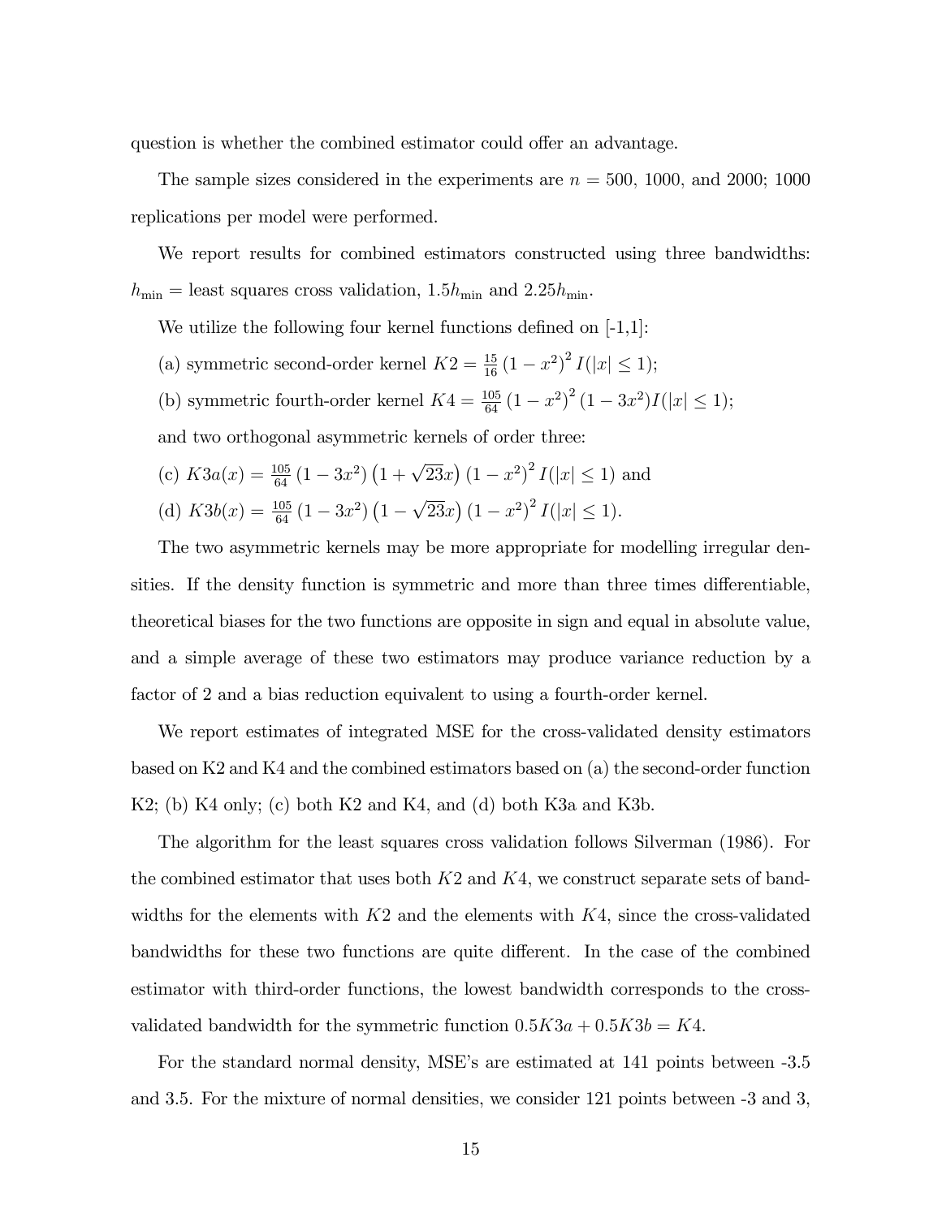question is whether the combined estimator could offer an advantage.

The sample sizes considered in the experiments are $n = 500$, 1000, and 2000; 1000 replications per model were performed.

We report results for combined estimators constructed using three bandwidths: $h_{\min}$ = least squares cross validation, $1.5h_{\min}$ and $2.25h_{\min}$.

We utilize the following four kernel functions defined on [-1,1]:

(a) symmetric second-order kernel $K2 = \frac{15}{16}\left(1-x^2\right)^2 I(|x| \leq 1)$;

(b) symmetric fourth-order kernel $K4 = \frac{105}{64}\left(1-x^2\right)^2 (1-3x^2) I(|x| \leq 1)$;

and two orthogonal asymmetric kernels of order three:

(c) $K3a(x) = \frac{105}{64}\left(1-3x^2\right)\left(1+\sqrt{23}x\right)\left(1-x^2\right)^2 I(|x| \leq 1)$ and

(d) $K3b(x) = \frac{105}{64}\left(1-3x^2\right)\left(1-\sqrt{23}x\right)\left(1-x^2\right)^2 I(|x| \leq 1)$.

The two asymmetric kernels may be more appropriate for modelling irregular densities. If the density function is symmetric and more than three times differentiable, theoretical biases for the two functions are opposite in sign and equal in absolute value, and a simple average of these two estimators may produce variance reduction by a factor of 2 and a bias reduction equivalent to using a fourth-order kernel.

We report estimates of integrated MSE for the cross-validated density estimators based on K2 and K4 and the combined estimators based on (a) the second-order function K2; (b) K4 only; (c) both K2 and K4, and (d) both K3a and K3b.

The algorithm for the least squares cross validation follows Silverman (1986). For the combined estimator that uses both $K2$ and $K4$, we construct separate sets of bandwidths for the elements with $K2$ and the elements with $K4$, since the cross-validated bandwidths for these two functions are quite different. In the case of the combined estimator with third-order functions, the lowest bandwidth corresponds to the cross-validated bandwidth for the symmetric function $0.5K3a + 0.5K3b = K4$.

For the standard normal density, MSE's are estimated at 141 points between -3.5 and 3.5. For the mixture of normal densities, we consider 121 points between -3 and 3,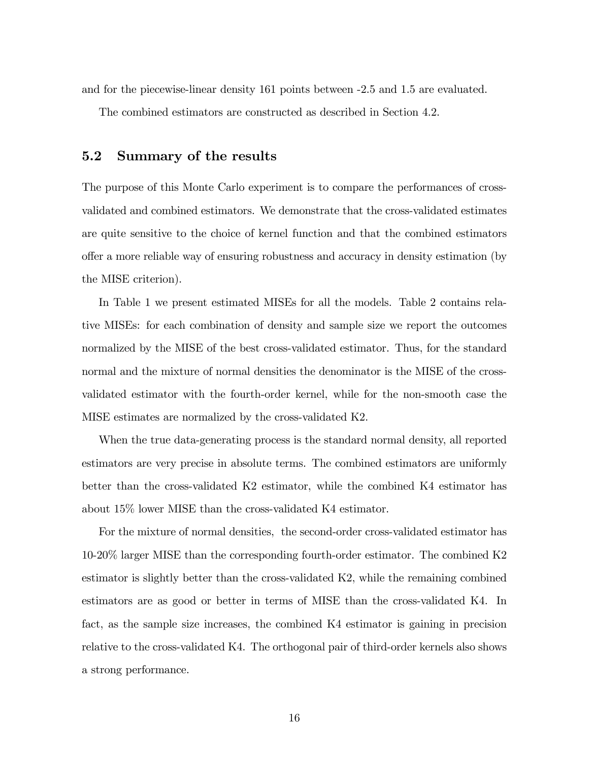and for the piecewise-linear density 161 points between -2.5 and 1.5 are evaluated.

The combined estimators are constructed as described in Section 4.2.

## 5.2 Summary of the results

The purpose of this Monte Carlo experiment is to compare the performances of cross-validated and combined estimators. We demonstrate that the cross-validated estimates are quite sensitive to the choice of kernel function and that the combined estimators offer a more reliable way of ensuring robustness and accuracy in density estimation (by the MISE criterion).

In Table 1 we present estimated MISEs for all the models. Table 2 contains relative MISEs: for each combination of density and sample size we report the outcomes normalized by the MISE of the best cross-validated estimator. Thus, for the standard normal and the mixture of normal densities the denominator is the MISE of the cross-validated estimator with the fourth-order kernel, while for the non-smooth case the MISE estimates are normalized by the cross-validated K2.

When the true data-generating process is the standard normal density, all reported estimators are very precise in absolute terms. The combined estimators are uniformly better than the cross-validated K2 estimator, while the combined K4 estimator has about 15% lower MISE than the cross-validated K4 estimator.

For the mixture of normal densities, the second-order cross-validated estimator has 10-20% larger MISE than the corresponding fourth-order estimator. The combined K2 estimator is slightly better than the cross-validated K2, while the remaining combined estimators are as good or better in terms of MISE than the cross-validated K4. In fact, as the sample size increases, the combined K4 estimator is gaining in precision relative to the cross-validated K4. The orthogonal pair of third-order kernels also shows a strong performance.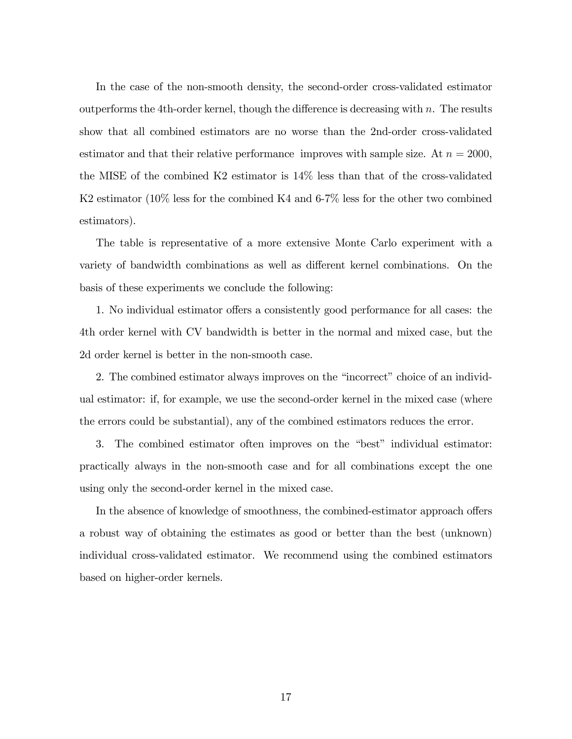In the case of the non-smooth density, the second-order cross-validated estimator outperforms the 4th-order kernel, though the difference is decreasing with $n$. The results show that all combined estimators are no worse than the 2nd-order cross-validated estimator and that their relative performance improves with sample size. At $n = 2000$, the MISE of the combined K2 estimator is 14% less than that of the cross-validated K2 estimator (10% less for the combined K4 and 6-7% less for the other two combined estimators).

The table is representative of a more extensive Monte Carlo experiment with a variety of bandwidth combinations as well as different kernel combinations. On the basis of these experiments we conclude the following:

1. No individual estimator offers a consistently good performance for all cases: the 4th order kernel with CV bandwidth is better in the normal and mixed case, but the 2d order kernel is better in the non-smooth case.

2. The combined estimator always improves on the "incorrect" choice of an individual estimator: if, for example, we use the second-order kernel in the mixed case (where the errors could be substantial), any of the combined estimators reduces the error.

3. The combined estimator often improves on the "best" individual estimator: practically always in the non-smooth case and for all combinations except the one using only the second-order kernel in the mixed case.

In the absence of knowledge of smoothness, the combined-estimator approach offers a robust way of obtaining the estimates as good or better than the best (unknown) individual cross-validated estimator. We recommend using the combined estimators based on higher-order kernels.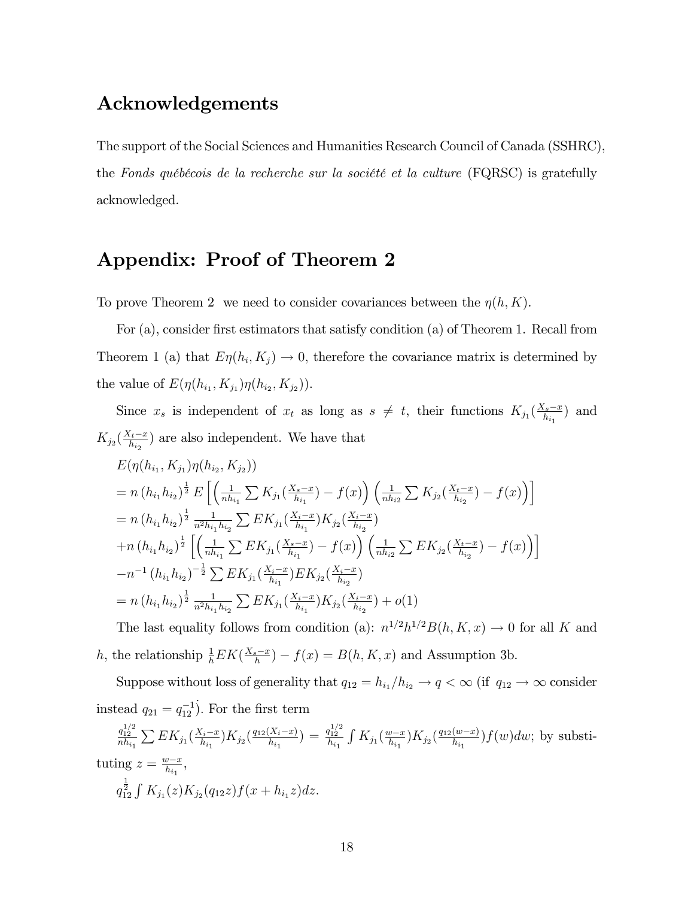# Acknowledgements

The support of the Social Sciences and Humanities Research Council of Canada (SSHRC), the *Fonds québécois de la recherche sur la société et la culture* (FQRSC) is gratefully acknowledged.

# Appendix: Proof of Theorem 2

To prove Theorem 2 we need to consider covariances between the $\eta(h, K)$.

For (a), consider first estimators that satisfy condition (a) of Theorem 1. Recall from Theorem 1 (a) that $E\eta(h_i, K_j) \to 0$, therefore the covariance matrix is determined by the value of $E(\eta(h_{i_1}, K_{j_1})\eta(h_{i_2}, K_{j_2}))$.

Since $x_s$ is independent of $x_t$ as long as $s \neq t$, their functions $K_{j_1}(\frac{X_s - x}{h_{i_1}})$ and $K_{j_2}(\frac{X_t - x}{h_{i_2}})$ are also independent. We have that

$$
\begin{aligned}
&E(\eta(h_{i_1}, K_{j_1})\eta(h_{i_2}, K_{j_2})) \\
&= n\,(h_{i_1}h_{i_2})^{\frac{1}{2}}\, E\left[\left(\tfrac{1}{nh_{i_1}}\sum K_{j_1}(\tfrac{X_s - x}{h_{i_1}}) - f(x)\right)\left(\tfrac{1}{nh_{i2}}\sum K_{j_2}(\tfrac{X_t - x}{h_{i_2}}) - f(x)\right)\right] \\
&= n\,(h_{i_1}h_{i_2})^{\frac{1}{2}}\, \tfrac{1}{n^2 h_{i_1} h_{i_2}} \sum EK_{j_1}(\tfrac{X_i - x}{h_{i_1}})K_{j_2}(\tfrac{X_i - x}{h_{i_2}}) \\
&+ n\,(h_{i_1}h_{i_2})^{\frac{1}{2}}\left[\left(\tfrac{1}{nh_{i_1}}\sum EK_{j_1}(\tfrac{X_s - x}{h_{i_1}}) - f(x)\right)\left(\tfrac{1}{nh_{i2}}\sum EK_{j_2}(\tfrac{X_t - x}{h_{i_2}}) - f(x)\right)\right] \\
&- n^{-1}\,(h_{i_1}h_{i_2})^{-\frac{1}{2}} \sum EK_{j_1}(\tfrac{X_i - x}{h_{i_1}})EK_{j_2}(\tfrac{X_i - x}{h_{i_2}}) \\
&= n\,(h_{i_1}h_{i_2})^{\frac{1}{2}}\, \tfrac{1}{n^2 h_{i_1} h_{i_2}} \sum EK_{j_1}(\tfrac{X_i - x}{h_{i_1}})K_{j_2}(\tfrac{X_i - x}{h_{i_2}}) + o(1)
\end{aligned}
$$

The last equality follows from condition (a): $n^{1/2}h^{1/2}B(h, K, x) \to 0$ for all $K$ and $h$, the relationship $\frac{1}{h}EK(\frac{X_s - x}{h}) - f(x) = B(h, K, x)$ and Assumption 3b.

Suppose without loss of generality that $q_{12} = h_{i_1}/h_{i_2} \to q < \infty$ (if $q_{12} \to \infty$ consider instead $q_{21} = q_{12}^{-1}$). For the first term

$\frac{q_{12}^{1/2}}{nh_{i_1}} \sum EK_{j_1}(\frac{X_i - x}{h_{i_1}})K_{j_2}(\frac{q_{12}(X_i - x)}{h_{i_1}}) = \frac{q_{12}^{1/2}}{h_{i_1}} \int K_{j_1}(\frac{w - x}{h_{i_1}})K_{j_2}(\frac{q_{12}(w - x)}{h_{i_1}})f(w)dw$; by substituting $z = \frac{w - x}{h_{i_1}}$,

$q_{12}^{\frac{1}{2}} \int K_{j_1}(z)K_{j_2}(q_{12}z)f(x + h_{i_1}z)dz.$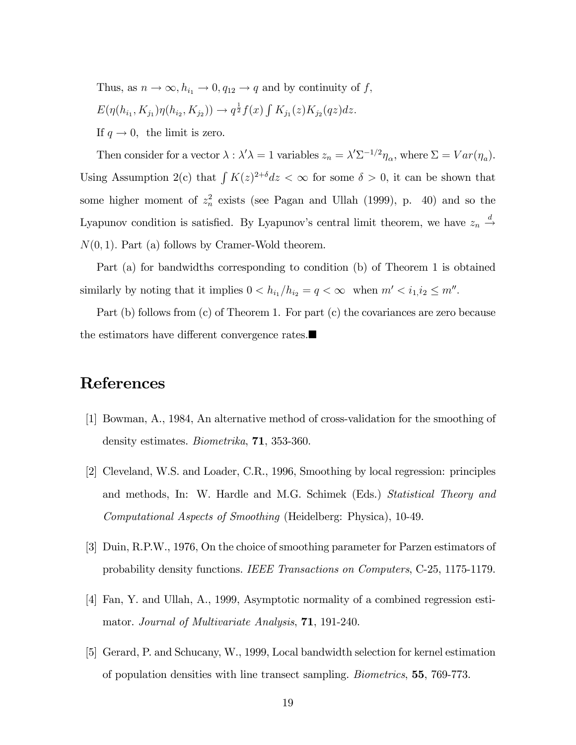Thus, as $n \to \infty, h_{i_1} \to 0, q_{12} \to q$ and by continuity of $f$,

$E(\eta(h_{i_1}, K_{j_1})\eta(h_{i_2}, K_{j_2})) \to q^{\frac{1}{2}} f(x) \int K_{j_1}(z)K_{j_2}(qz)dz.$

If $q \to 0$, the limit is zero.

Then consider for a vector $\lambda : \lambda'\lambda = 1$ variables $z_n = \lambda'\Sigma^{-1/2}\eta_\alpha$, where $\Sigma = Var(\eta_a)$. Using Assumption 2(c) that $\int K(z)^{2+\delta}dz < \infty$ for some $\delta > 0$, it can be shown that some higher moment of $z_n^2$ exists (see Pagan and Ullah (1999), p. 40) and so the Lyapunov condition is satisfied. By Lyapunov's central limit theorem, we have $z_n \xrightarrow{d} N(0,1)$. Part (a) follows by Cramer-Wold theorem.

Part (a) for bandwidths corresponding to condition (b) of Theorem 1 is obtained similarly by noting that it implies $0 < h_{i_1}/h_{i_2} = q < \infty$ when $m' < i_1, i_2 \leq m''$.

Part (b) follows from (c) of Theorem 1. For part (c) the covariances are zero because the estimators have different convergence rates.■

# References

[1] Bowman, A., 1984, An alternative method of cross-validation for the smoothing of density estimates. *Biometrika*, **71**, 353-360.

[2] Cleveland, W.S. and Loader, C.R., 1996, Smoothing by local regression: principles and methods, In: W. Hardle and M.G. Schimek (Eds.) *Statistical Theory and Computational Aspects of Smoothing* (Heidelberg: Physica), 10-49.

[3] Duin, R.P.W., 1976, On the choice of smoothing parameter for Parzen estimators of probability density functions. *IEEE Transactions on Computers*, C-25, 1175-1179.

[4] Fan, Y. and Ullah, A., 1999, Asymptotic normality of a combined regression estimator. *Journal of Multivariate Analysis*, **71**, 191-240.

[5] Gerard, P. and Schucany, W., 1999, Local bandwidth selection for kernel estimation of population densities with line transect sampling. *Biometrics*, **55**, 769-773.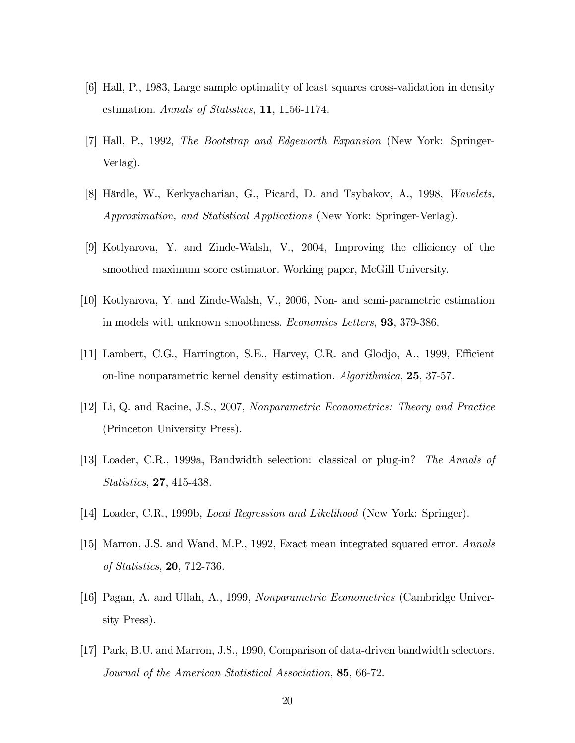[6] Hall, P., 1983, Large sample optimality of least squares cross-validation in density estimation. *Annals of Statistics*, **11**, 1156-1174.

[7] Hall, P., 1992, *The Bootstrap and Edgeworth Expansion* (New York: Springer-Verlag).

[8] Härdle, W., Kerkyacharian, G., Picard, D. and Tsybakov, A., 1998, *Wavelets, Approximation, and Statistical Applications* (New York: Springer-Verlag).

[9] Kotlyarova, Y. and Zinde-Walsh, V., 2004, Improving the efficiency of the smoothed maximum score estimator. Working paper, McGill University.

[10] Kotlyarova, Y. and Zinde-Walsh, V., 2006, Non- and semi-parametric estimation in models with unknown smoothness. *Economics Letters*, **93**, 379-386.

[11] Lambert, C.G., Harrington, S.E., Harvey, C.R. and Glodjo, A., 1999, Efficient on-line nonparametric kernel density estimation. *Algorithmica*, **25**, 37-57.

[12] Li, Q. and Racine, J.S., 2007, *Nonparametric Econometrics: Theory and Practice* (Princeton University Press).

[13] Loader, C.R., 1999a, Bandwidth selection: classical or plug-in? *The Annals of Statistics*, **27**, 415-438.

[14] Loader, C.R., 1999b, *Local Regression and Likelihood* (New York: Springer).

[15] Marron, J.S. and Wand, M.P., 1992, Exact mean integrated squared error. *Annals of Statistics*, **20**, 712-736.

[16] Pagan, A. and Ullah, A., 1999, *Nonparametric Econometrics* (Cambridge University Press).

[17] Park, B.U. and Marron, J.S., 1990, Comparison of data-driven bandwidth selectors. *Journal of the American Statistical Association*, **85**, 66-72.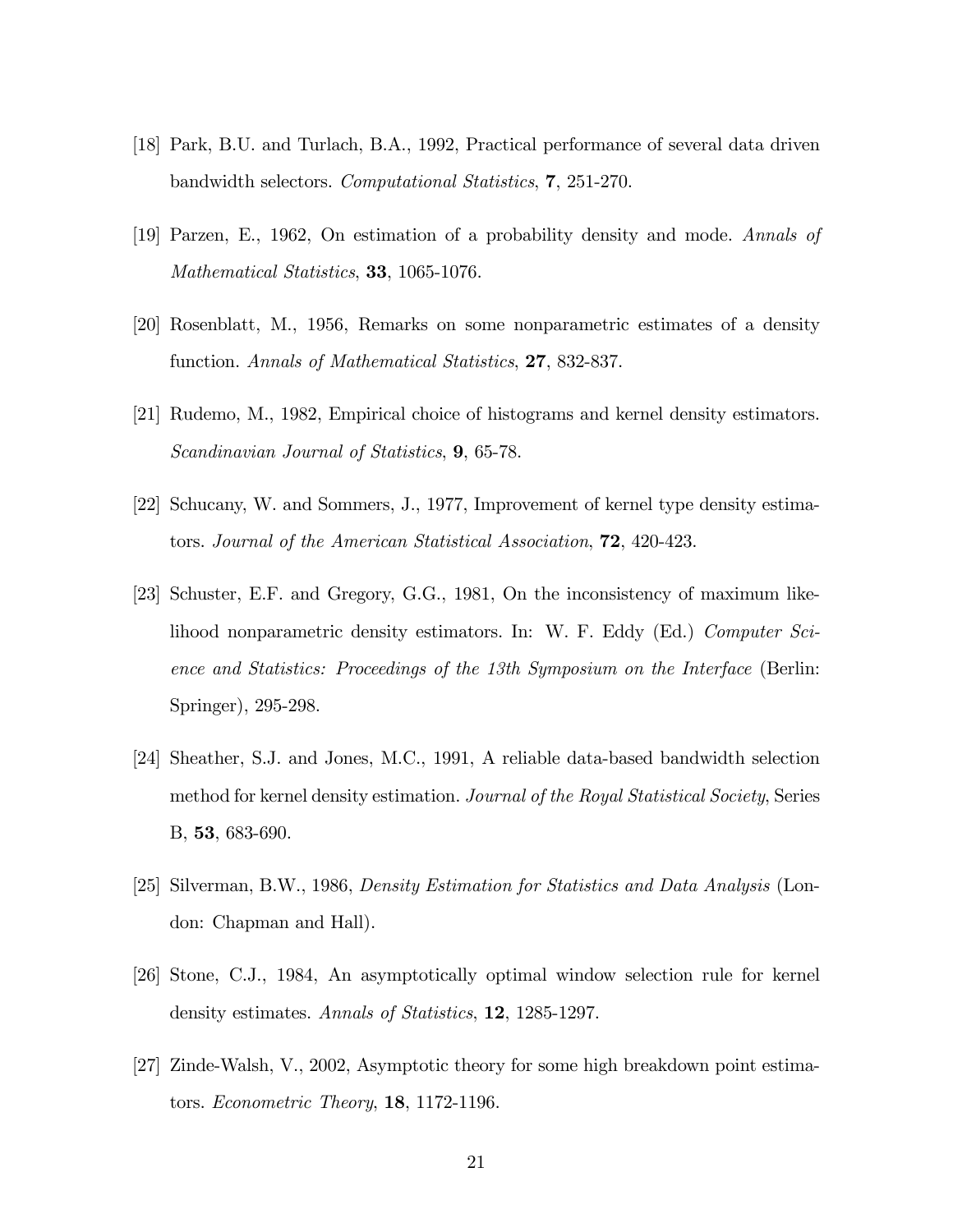[18] Park, B.U. and Turlach, B.A., 1992, Practical performance of several data driven bandwidth selectors. *Computational Statistics*, **7**, 251-270.

[19] Parzen, E., 1962, On estimation of a probability density and mode. *Annals of Mathematical Statistics*, **33**, 1065-1076.

[20] Rosenblatt, M., 1956, Remarks on some nonparametric estimates of a density function. *Annals of Mathematical Statistics*, **27**, 832-837.

[21] Rudemo, M., 1982, Empirical choice of histograms and kernel density estimators. *Scandinavian Journal of Statistics*, **9**, 65-78.

[22] Schucany, W. and Sommers, J., 1977, Improvement of kernel type density estimators. *Journal of the American Statistical Association*, **72**, 420-423.

[23] Schuster, E.F. and Gregory, G.G., 1981, On the inconsistency of maximum likelihood nonparametric density estimators. In: W. F. Eddy (Ed.) *Computer Science and Statistics: Proceedings of the 13th Symposium on the Interface* (Berlin: Springer), 295-298.

[24] Sheather, S.J. and Jones, M.C., 1991, A reliable data-based bandwidth selection method for kernel density estimation. *Journal of the Royal Statistical Society*, Series B, **53**, 683-690.

[25] Silverman, B.W., 1986, *Density Estimation for Statistics and Data Analysis* (London: Chapman and Hall).

[26] Stone, C.J., 1984, An asymptotically optimal window selection rule for kernel density estimates. *Annals of Statistics*, **12**, 1285-1297.

[27] Zinde-Walsh, V., 2002, Asymptotic theory for some high breakdown point estimators. *Econometric Theory*, **18**, 1172-1196.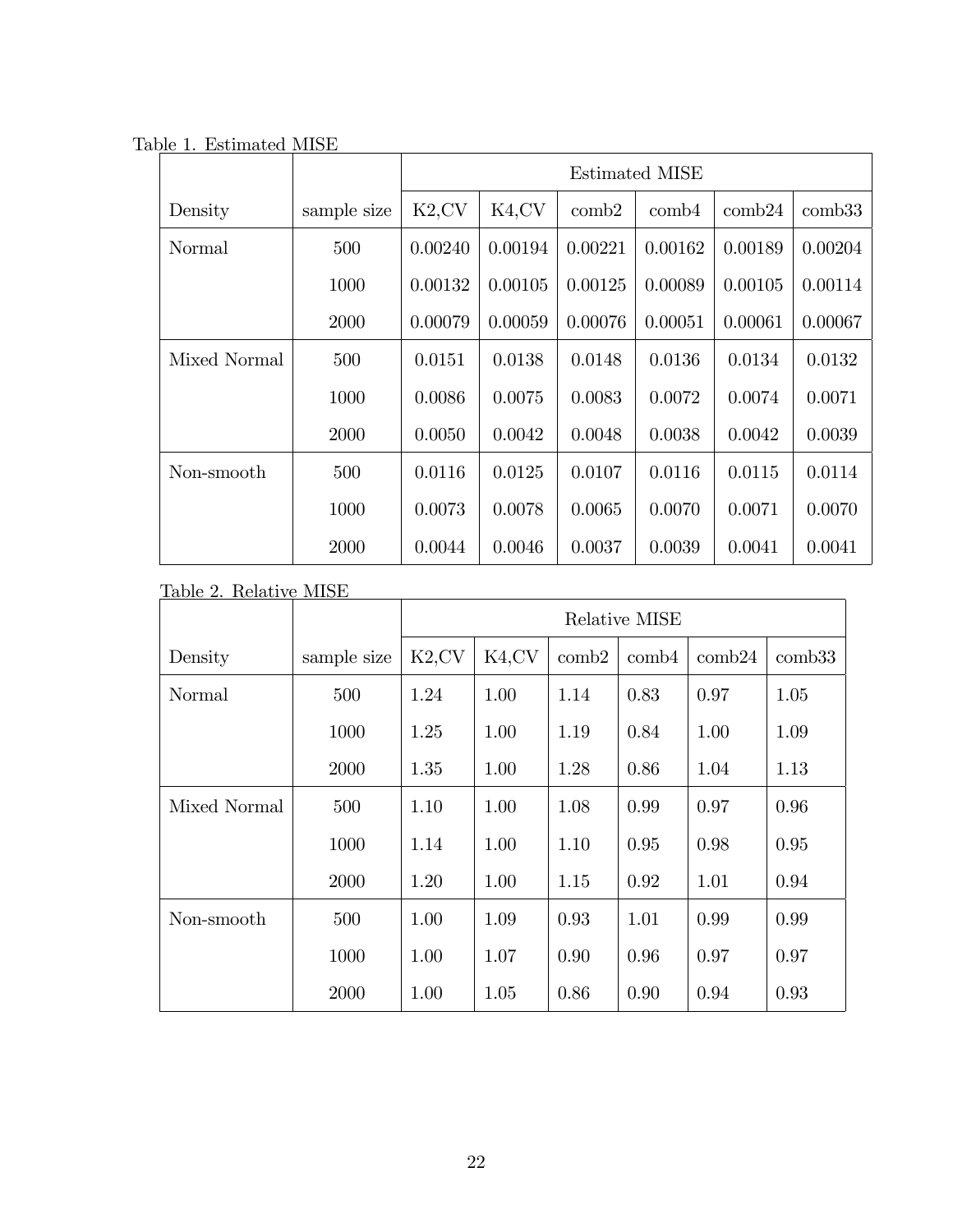Table 1. Estimated MISE

| | | Estimated MISE | | | | | |
|---|---|---|---|---|---|---|---|
| Density | sample size | K2,CV | K4,CV | comb2 | comb4 | comb24 | comb33 |
| Normal | 500 | 0.00240 | 0.00194 | 0.00221 | 0.00162 | 0.00189 | 0.00204 |
| | 1000 | 0.00132 | 0.00105 | 0.00125 | 0.00089 | 0.00105 | 0.00114 |
| | 2000 | 0.00079 | 0.00059 | 0.00076 | 0.00051 | 0.00061 | 0.00067 |
| Mixed Normal | 500 | 0.0151 | 0.0138 | 0.0148 | 0.0136 | 0.0134 | 0.0132 |
| | 1000 | 0.0086 | 0.0075 | 0.0083 | 0.0072 | 0.0074 | 0.0071 |
| | 2000 | 0.0050 | 0.0042 | 0.0048 | 0.0038 | 0.0042 | 0.0039 |
| Non-smooth | 500 | 0.0116 | 0.0125 | 0.0107 | 0.0116 | 0.0115 | 0.0114 |
| | 1000 | 0.0073 | 0.0078 | 0.0065 | 0.0070 | 0.0071 | 0.0070 |
| | 2000 | 0.0044 | 0.0046 | 0.0037 | 0.0039 | 0.0041 | 0.0041 |

Table 2. Relative MISE

| | | Relative MISE | | | | | |
|---|---|---|---|---|---|---|---|
| Density | sample size | K2,CV | K4,CV | comb2 | comb4 | comb24 | comb33 |
| Normal | 500 | 1.24 | 1.00 | 1.14 | 0.83 | 0.97 | 1.05 |
| | 1000 | 1.25 | 1.00 | 1.19 | 0.84 | 1.00 | 1.09 |
| | 2000 | 1.35 | 1.00 | 1.28 | 0.86 | 1.04 | 1.13 |
| Mixed Normal | 500 | 1.10 | 1.00 | 1.08 | 0.99 | 0.97 | 0.96 |
| | 1000 | 1.14 | 1.00 | 1.10 | 0.95 | 0.98 | 0.95 |
| | 2000 | 1.20 | 1.00 | 1.15 | 0.92 | 1.01 | 0.94 |
| Non-smooth | 500 | 1.00 | 1.09 | 0.93 | 1.01 | 0.99 | 0.99 |
| | 1000 | 1.00 | 1.07 | 0.90 | 0.96 | 0.97 | 0.97 |
| | 2000 | 1.00 | 1.05 | 0.86 | 0.90 | 0.94 | 0.93 |